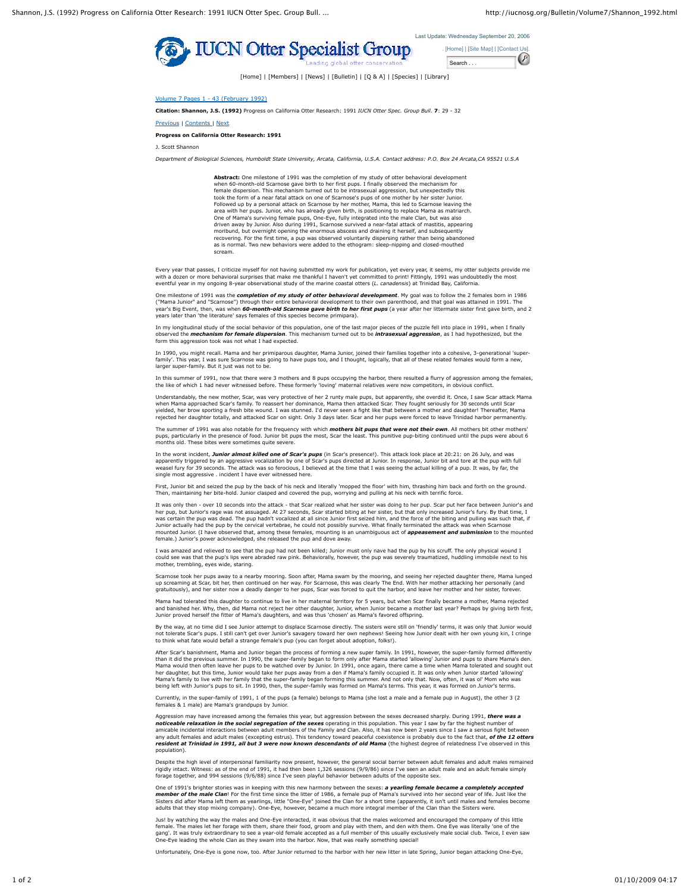Last Update: Wednesday September 20, 2006

IUCN Otter Specialist Group

Leading global otter conservation

. [Home] | [Site Map] | [Contact Us].

Search . . .

[Home] | [Members] | [News] | [Bulletin] | [Q & A] | [Species] | [Library]

Volume 7 Pages 1 - 43 (February 1992)

**Citation: Shannon, J.S. (1992)** Progress on California Otter Research: 1991 *IUCN Otter Spec. Group Bull*. **7**: 29 - 32

Previous | Contents | Next

**Progress on California Otter Research: 1991**

J. Scott Shannon

*Department of Biological Sciences, Humboldt State University, Arcata, California, U.S.A. Contact address: P.O. Box 24 Arcata,CA 95521 U.S.A*

**Abstract:** One milestone of 1991 was the completion of my study of otter behavioral development when 60-month-old Scarnose gave birth to her first pups. I finally observed the mechanism for female dispersion. This mechanism turned out to be intrasexual aggression, but unexpectedly this took the form of a near fatal attack on one of Scarnose's pups of one mother by her sister Junior. Followed up by a personal attack on Scarnose by her mother, Mama, this led to Scarnose leaving the area with her pups. Junior, who has already given birth, is positioning to replace Mama as matriarch. One of Mama's surviving female pups, One-Eye, fully integrated into the male Clan, but was also driven away by Junior. Also during 1991, Scarnose survived a near-fatal attack of mastitis, appearing moribund, but overnight opening the enormous abscess and draining it herself, and subsequently recovering. For the first time, a pup was observed voluntarily dispersing rather than being abandoned as is normal. Two new behaviors were added to the ethogram: sleep-nipping and closed-mouthed scream.

Every year that passes, I criticize myself for not having submitted my work for publication, yet every year, it seems, my otter subjects provide me with a dozen or more behavioral surprises that make me thankful I haven't yet committed to print! Fittingly, 1991 was undoubtedly the most eventful year in my ongoing 8-year observational study of the marine coastal otters (*L. canadensis*) at Trinidad Bay, California.

One milestone of 1991 was the ***completion of my study of otter behavioral development***. My goal was to follow the 2 females born in 1986 ("Mama Junior" and "Scarnose") through their entire behavioral development to their own parenthood, and that goal was attained in 1991. The year's Big Event, then, was when ***60-month-old Scarnose gave birth to her first pups*** (a year after her littermate sister first gave birth, and 2 years later than 'the literature' says females of this species become primipara).

In my longitudinal study of the social behavior of this population, one of the last major pieces of the puzzle fell into place in 1991, when I finally observed the ***mechanism for female dispersion***. This mechanism turned out to be ***intrasexual aggression***, as I had hypothesized, but the form this aggression took was not what I had expected.

In 1990, you might recall. Mama and her primiparous daughter, Mama Junior, joined their families together into a cohesive, 3-generational 'super-family'. This year, I was sure Scarnose was going to have pups too, and I thought, logically, that all of these related females would form a new, larger super-family. But it just was not to be.

In this summer of 1991, now that there were 3 mothers and 8 pups occupying the harbor, there resulted a flurry of aggression among the females, the like of which I had never witnessed before. These formerly 'loving' maternal relatives were now competitors, in obvious conflict.

Understandably, the new mother, Scar, was very protective of her 2 runty male pups, but apparently, she overdid it. Once, I saw Scar attack Mama when Mama approached Scar's family. To reassert her dominance, Mama then attacked Scar. They fought seriously for 30 seconds until Scar yielded, her brow sporting a fresh bite wound. I was stunned. I'd never seen a fight like that between a mother and daughter! Thereafter, Mama rejected her daughter totally, and attacked Scar on sight. Only 3 days later. Scar and her pups were forced to leave Trinidad harbor permanently.

The summer of 1991 was also notable for the frequency with which ***mothers bit pups that were not their own***. All mothers bit other mothers' pups, particularly in the presence of food. Junior bit pups the most, Scar the least. This punitive pup-biting continued until the pups were about 6 months old. These bites were sometimes quite severe.

In the worst incident, ***Junior almost killed one of Scar's pups*** (in Scar's presence!). This attack look place at 20:21: on 26 July, and was apparently triggered by an aggressive vocalization by one of Scar's pups directed at Junior. In response, Junior bit and tore at the pup with full weasel fury for 39 seconds. The attack was so ferocious, I believed at the time that I was seeing the actual killing of a pup. It was, by far, the single most aggressive . incident I have ever witnessed here.

First, Junior bit and seized the pup by the back of his neck and literally 'mopped the floor' with him, thrashing him back and forth on the ground. Then, maintaining her bite-hold. Junior clasped and covered the pup, worrying and pulling at his neck with terrific force.

It was only then - over 10 seconds into the attack - that Scar realized what her sister was doing to her pup. Scar put her face between Junior's and her pup, but Junior's rage was not assuaged. At 27 seconds, Scar started biting at her sister, but that only increased Junior's fury. By that time, I was certain the pup was dead. The pup hadn't vocalized at all since Junior first seized him, and the force of the biting and pulling was such that, if Junior actually had the pup by the cervical vertebrae, he could not possibly survive. What finally terminated the attack was when Scarnose mounted Junior. (I have observed that, among these females, mounting is an unambiguous act of ***appeasement and submission*** to the mounted female.) Junior's power acknowledged, she released the pup and dove away.

I was amazed and relieved to see that the pup had not been killed; Junior must only nave had the pup by his scruff. The only physical wound I could see was that the pup's lips were abraded raw pink. Behaviorally, however, the pup was severely traumatized, huddling immobile next to his mother, trembling, eyes wide, staring.

Scarnose took her pups away to a nearby mooring. Soon after, Mama swam by the mooring, and seeing her rejected daughter there, Mama lunged up screaming at Scar, bit her, then continued on her way. For Scarnose, this was clearly The End. With her mother attacking her personally (and gratuitously), and her sister now a deadly danger to her pups, Scar was forced to quit the harbor, and leave her mother and her sister, forever.

Mama had tolerated this daughter to continue to live in her maternal territory for 5 years, but when Scar finally became a mother, Mama rejected and banished her. Why, then, did Mama not reject her other daughter, Junior, when Junior became a mother last year? Perhaps by giving birth first, Junior proved herself the fitter of Mama's daughters, and was thus 'chosen' as Mama's favored offspring.

By the way, at no time did I see Junior attempt to displace Scarnose directly. The sisters were still on 'friendly' terms, it was only that Junior would not tolerate Scar's pups. I still can't get over Junior's savagery toward her own nephews! Seeing how Junior dealt with her own young kin, I cringe to think what fate would befall a strange female's pup (you can forget about adoption, folks!).

After Scar's banishment, Mama and Junior began the process of forming a new super family. In 1991, however, the super-family formed differently than it did the previous summer. In 1990, the super-family began to form only after Mama started 'allowing' Junior and pups to share Mama's den. Mama would then often leave her pups to be watched over by Junior. In 1991, once again, there came a time when Mama tolerated and sought out her daughter, but this time, Junior would take her pups away from a den if Mama's family occupied it. It was only when Junior started 'allowing' Mama's family to live with her family that the super-family began forming this summer. And not only that. Now, often, it was ol' Mom who was being left with Junior's pups to sit. In 1990, then, the super-family was formed on Mama's terms. This year, it was formed on *Junior's* terms.

Currently, in the super-family of 1991, 1 of the pups (a female) belongs to Mama (she lost a male and a female pup in August), the other 3 (2 females & 1 male) are Mama's grandpups by Junior.

Aggression may have increased among the females this year, but aggression between the sexes decreased sharply. During 1991, ***there was a noticeable relaxation in the social segregation of the sexes*** operating in this population. This year I saw by far the highest number of amicable incidental interactions between adult members of the Family and Clan. Also, it has now been 2 years since I saw a serious fight between any adult females and adult males (excepting estrus). This tendency toward peaceful coexistence is probably due to the fact that, ***of the 12 otters resident at Trinidad in 1991, all but 3 were now known descendants of old Mama*** (the highest degree of relatedness I've observed in this population).

Despite the high level of interpersonal familiarity now present, however, the general social barrier between adult females and adult males remained rigidly intact. Witness: as of the end of 1991, it had then been 1,326 sessions (9/9/86) since I've seen an adult male and an adult female simply forage together, and 994 sessions (9/6/88) since I've seen playful behavior between adults of the opposite sex.

One of 1991's brighter stories was in keeping with this new harmony between the sexes: ***a yearling female became a completely accepted member of the male Clan***! For the first time since the litter of 1986, a female pup of Mama's survived into her second year of life. Just like the Sisters did after Mama left them as yearlings, little "One-Eye" joined the Clan for a short time (apparently, it isn't until males and females become adults that they stop mixing company). One-Eye, however, became a much more integral member of the Clan than the Sisters were.

Jus! by watching the way the males and One-Eye interacted, it was obvious that the males welcomed and encouraged the company of this little female. The males let her forage with them, share their food, groom and play with them, and den with them. One Eye was literally 'one of the gang'. It was truly extraordinary to see a year-old female accepted as a full member of this usually exclusively male social club. Twice, I even saw One-Eye leading the whole Clan as they swam into the harbor. Now, that was really something special!

Unfortunately, One-Eye is gone now, too. After Junior returned to the harbor with her new litter in late Spring, Junior began attacking One-Eye,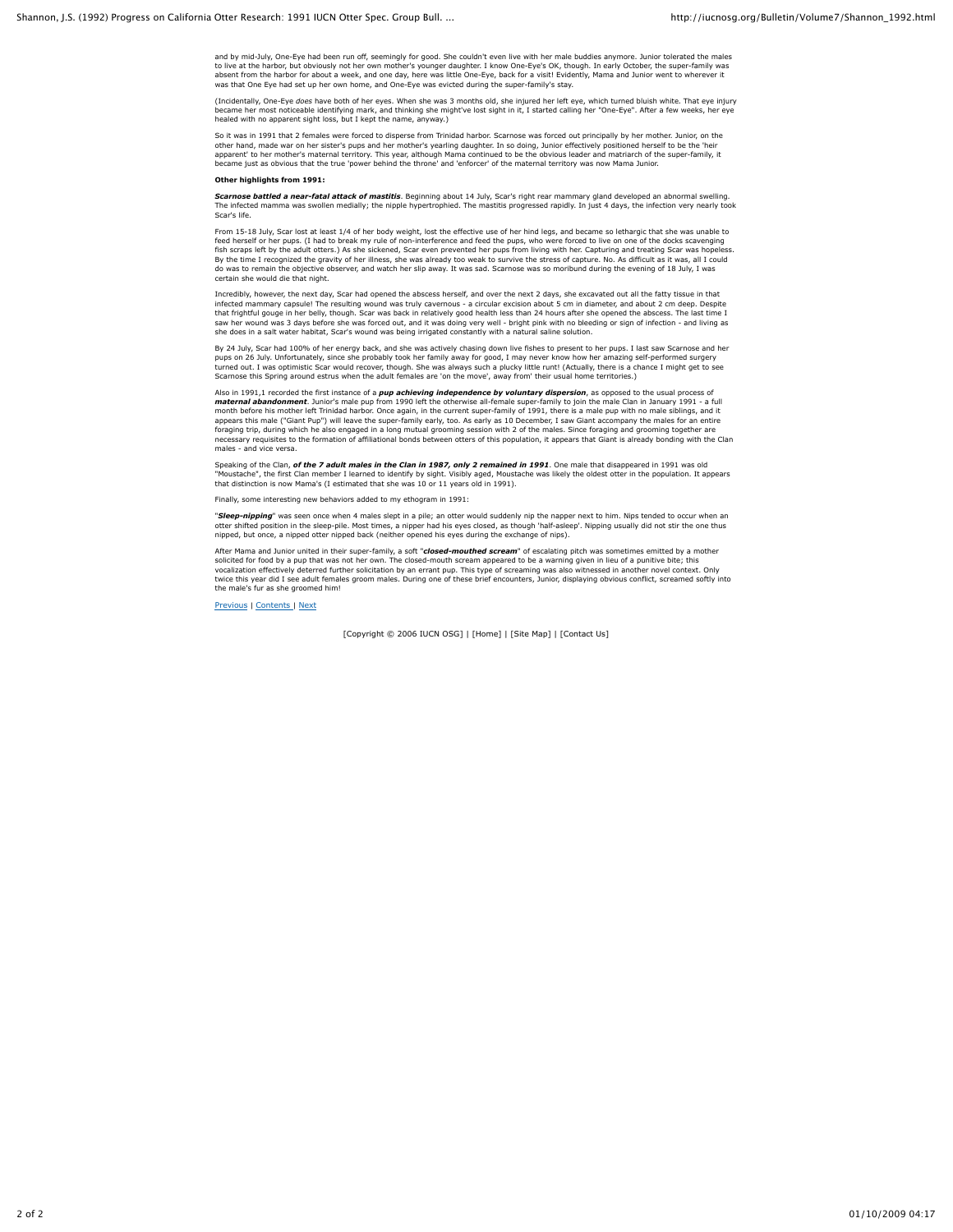and by mid-July, One-Eye had been run off, seemingly for good. She couldn't even live with her male buddies anymore. Junior tolerated the males to live at the harbor, but obviously not her own mother's younger daughter. I know One-Eye's OK, though. In early October, the super-family was absent from the harbor for about a week, and one day, here was little One-Eye, back for a visit! Evidently, Mama and Junior went to wherever it was that One Eye had set up her own home, and One-Eye was evicted during the super-family's stay.

(Incidentally, One-Eye *does* have both of her eyes. When she was 3 months old, she injured her left eye, which turned bluish white. That eye injury became her most noticeable identifying mark, and thinking she might've lost sight in it, I started calling her "One-Eye". After a few weeks, her eye healed with no apparent sight loss, but I kept the name, anyway.)

So it was in 1991 that 2 females were forced to disperse from Trinidad harbor. Scarnose was forced out principally by her mother. Junior, on the other hand, made war on her sister's pups and her mother's yearling daughter. In so doing, Junior effectively positioned herself to be the 'heir apparent' to her mother's maternal territory. This year, although Mama continued to be the obvious leader and matriarch of the super-family, it became just as obvious that the true 'power behind the throne' and 'enforcer' of the maternal territory was now Mama Junior.

**Other highlights from 1991:**

***Scarnose battled a near-fatal attack of mastitis***. Beginning about 14 July, Scar's right rear mammary gland developed an abnormal swelling. The infected mamma was swollen medially; the nipple hypertrophied. The mastitis progressed rapidly. In just 4 days, the infection very nearly took Scar's life.

From 15-18 July, Scar lost at least 1/4 of her body weight, lost the effective use of her hind legs, and became so lethargic that she was unable to feed herself or her pups. (I had to break my rule of non-interference and feed the pups, who were forced to live on one of the docks scavenging fish scraps left by the adult otters.) As she sickened, Scar even prevented her pups from living with her. Capturing and treating Scar was hopeless. By the time I recognized the gravity of her illness, she was already too weak to survive the stress of capture. No. As difficult as it was, all I could do was to remain the objective observer, and watch her slip away. It was sad. Scarnose was so moribund during the evening of 18 July, I was certain she would die that night.

Incredibly, however, the next day, Scar had opened the abscess herself, and over the next 2 days, she excavated out all the fatty tissue in that infected mammary capsule! The resulting wound was truly cavernous - a circular excision about 5 cm in diameter, and about 2 cm deep. Despite that frightful gouge in her belly, though. Scar was back in relatively good health less than 24 hours after she opened the abscess. The last time I saw her wound was 3 days before she was forced out, and it was doing very well - bright pink with no bleeding or sign of infection - and living as she does in a salt water habitat, Scar's wound was being irrigated constantly with a natural saline solution.

By 24 July, Scar had 100% of her energy back, and she was actively chasing down live fishes to present to her pups. I last saw Scarnose and her pups on 26 July. Unfortunately, since she probably took her family away for good, I may never know how her amazing self-performed surgery turned out. I was optimistic Scar would recover, though. She was always such a plucky little runt! (Actually, there is a chance I might get to see Scarnose this Spring around estrus when the adult females are 'on the move', away from' their usual home territories.)

Also in 1991,1 recorded the first instance of a ***pup achieving independence by voluntary dispersion***, as opposed to the usual process of ***maternal abandonment***. Junior's male pup from 1990 left the otherwise all-female super-family to join the male Clan in January 1991 - a full month before his mother left Trinidad harbor. Once again, in the current super-family of 1991, there is a male pup with no male siblings, and it appears this male ("Giant Pup") will leave the super-family early, too. As early as 10 December, I saw Giant accompany the males for an entire foraging trip, during which he also engaged in a long mutual grooming session with 2 of the males. Since foraging and grooming together are necessary requisites to the formation of affiliational bonds between otters of this population, it appears that Giant is already bonding with the Clan males - and vice versa.

Speaking of the Clan, ***of the 7 adult males in the Clan in 1987, only 2 remained in 1991***. One male that disappeared in 1991 was old "Moustache", the first Clan member I learned to identify by sight. Visibly aged, Moustache was likely the oldest otter in the population. It appears that distinction is now Mama's (I estimated that she was 10 or 11 years old in 1991).

Finally, some interesting new behaviors added to my ethogram in 1991:

"***Sleep-nipping***" was seen once when 4 males slept in a pile; an otter would suddenly nip the napper next to him. Nips tended to occur when an otter shifted position in the sleep-pile. Most times, a nipper had his eyes closed, as though 'half-asleep'. Nipping usually did not stir the one thus nipped, but once, a nipped otter nipped back (neither opened his eyes during the exchange of nips).

After Mama and Junior united in their super-family, a soft "***closed-mouthed scream***" of escalating pitch was sometimes emitted by a mother solicited for food by a pup that was not her own. The closed-mouth scream appeared to be a warning given in lieu of a punitive bite; this vocalization effectively deterred further solicitation by an errant pup. This type of screaming was also witnessed in another novel context. Only twice this year did I see adult females groom males. During one of these brief encounters, Junior, displaying obvious conflict, screamed softly into the male's fur as she groomed him!

Previous | Contents | Next

[Copyright © 2006 IUCN OSG] | [Home] | [Site Map] | [Contact Us]